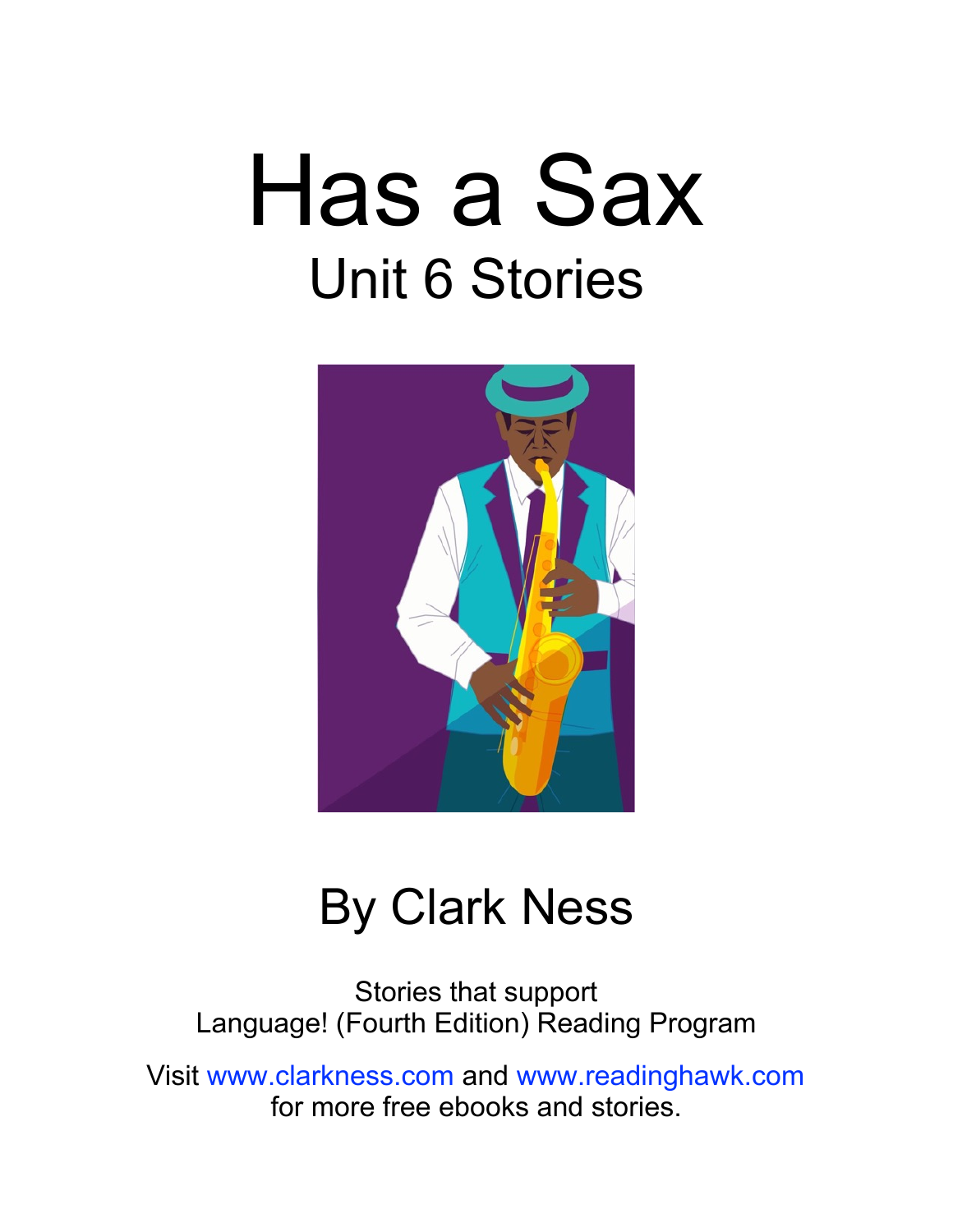# Has a Sax

## Unit 6 Stories

By Clark Ness

Stories that support
Language! (Fourth Edition) Reading Program

Visit www.clarkness.com and www.readinghawk.com
for more free ebooks and stories.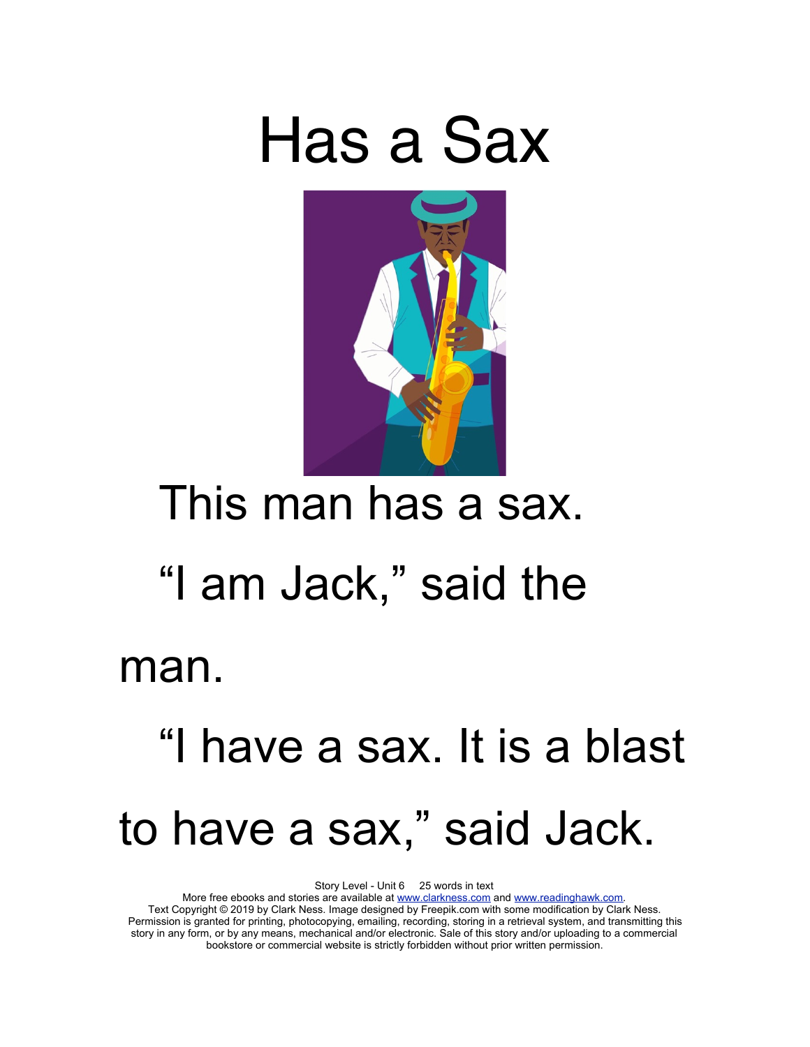# Has a Sax

This man has a sax.

"I am Jack," said the man.

"I have a sax. It is a blast to have a sax," said Jack.

Story Level - Unit 6     25 words in text
More free ebooks and stories are available at www.clarkness.com and www.readinghawk.com.
Text Copyright © 2019 by Clark Ness. Image designed by Freepik.com with some modification by Clark Ness. Permission is granted for printing, photocopying, emailing, recording, storing in a retrieval system, and transmitting this story in any form, or by any means, mechanical and/or electronic. Sale of this story and/or uploading to a commercial bookstore or commercial website is strictly forbidden without prior written permission.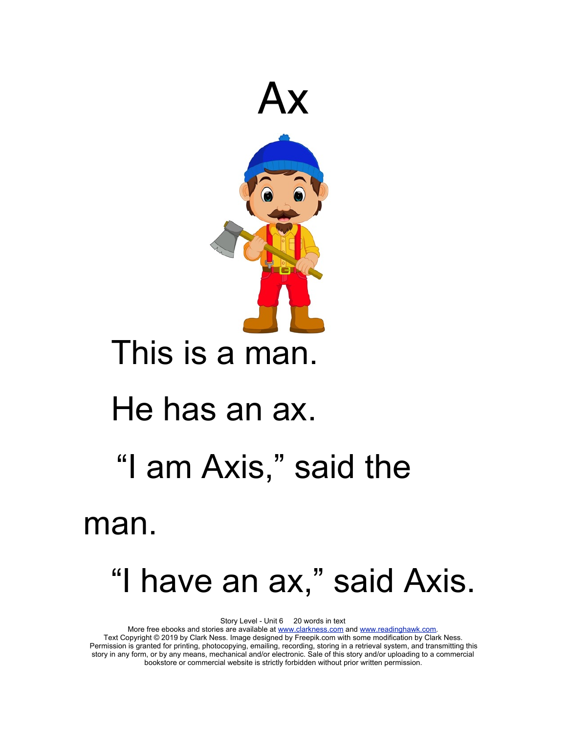# Ax

This is a man.

He has an ax.

"I am Axis," said the man.

"I have an ax," said Axis.

Story Level - Unit 6     20 words in text
More free ebooks and stories are available at www.clarkness.com and www.readinghawk.com.
Text Copyright © 2019 by Clark Ness. Image designed by Freepik.com with some modification by Clark Ness. Permission is granted for printing, photocopying, emailing, recording, storing in a retrieval system, and transmitting this story in any form, or by any means, mechanical and/or electronic. Sale of this story and/or uploading to a commercial bookstore or commercial website is strictly forbidden without prior written permission.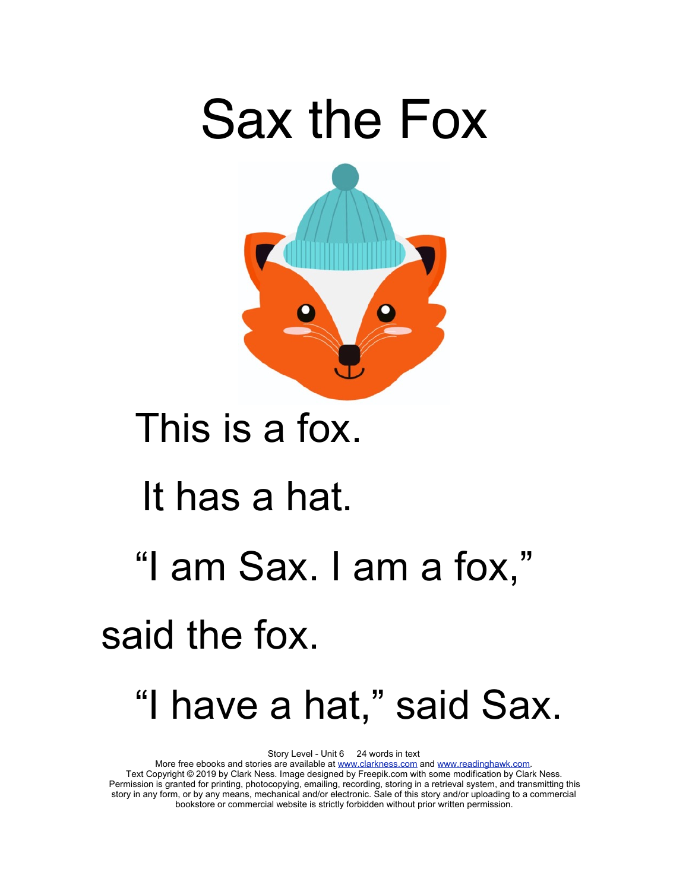# Sax the Fox

This is a fox.

It has a hat.

"I am Sax. I am a fox,"

said the fox.

"I have a hat," said Sax.

Story Level - Unit 6 24 words in text
More free ebooks and stories are available at www.clarkness.com and www.readinghawk.com.
Text Copyright © 2019 by Clark Ness. Image designed by Freepik.com with some modification by Clark Ness.
Permission is granted for printing, photocopying, emailing, recording, storing in a retrieval system, and transmitting this story in any form, or by any means, mechanical and/or electronic. Sale of this story and/or uploading to a commercial bookstore or commercial website is strictly forbidden without prior written permission.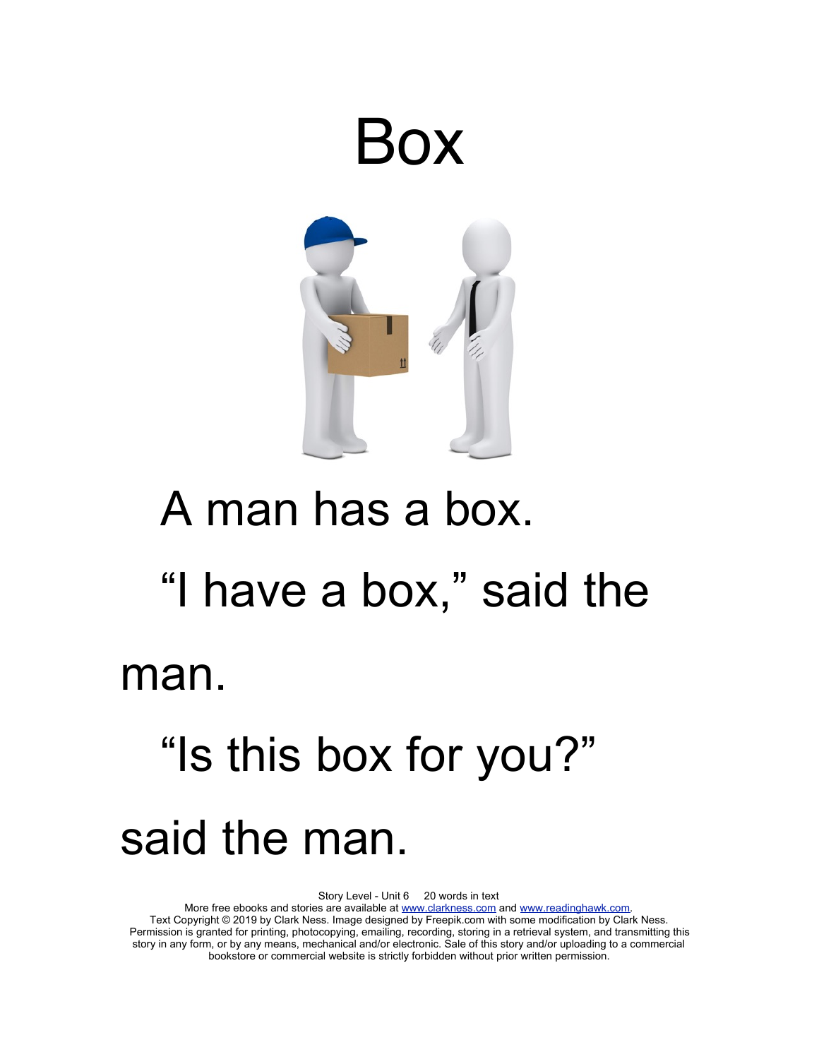# Box

A man has a box.

"I have a box," said the man.

"Is this box for you?" said the man.

Story Level - Unit 6 20 words in text
More free ebooks and stories are available at www.clarkness.com and www.readinghawk.com.
Text Copyright © 2019 by Clark Ness. Image designed by Freepik.com with some modification by Clark Ness.
Permission is granted for printing, photocopying, emailing, recording, storing in a retrieval system, and transmitting this story in any form, or by any means, mechanical and/or electronic. Sale of this story and/or uploading to a commercial bookstore or commercial website is strictly forbidden without prior written permission.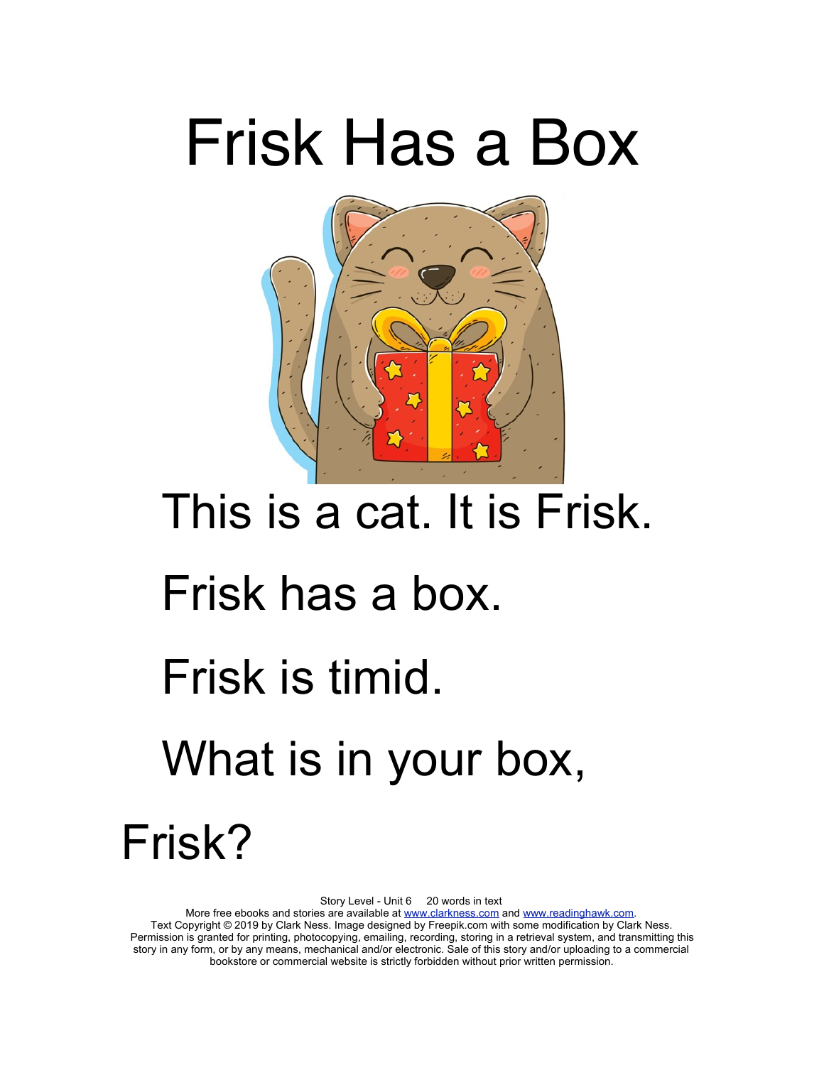# Frisk Has a Box

This is a cat. It is Frisk.

Frisk has a box.

Frisk is timid.

What is in your box, Frisk?

Story Level - Unit 6 20 words in text
More free ebooks and stories are available at www.clarkness.com and www.readinghawk.com.
Text Copyright © 2019 by Clark Ness. Image designed by Freepik.com with some modification by Clark Ness.
Permission is granted for printing, photocopying, emailing, recording, storing in a retrieval system, and transmitting this story in any form, or by any means, mechanical and/or electronic. Sale of this story and/or uploading to a commercial bookstore or commercial website is strictly forbidden without prior written permission.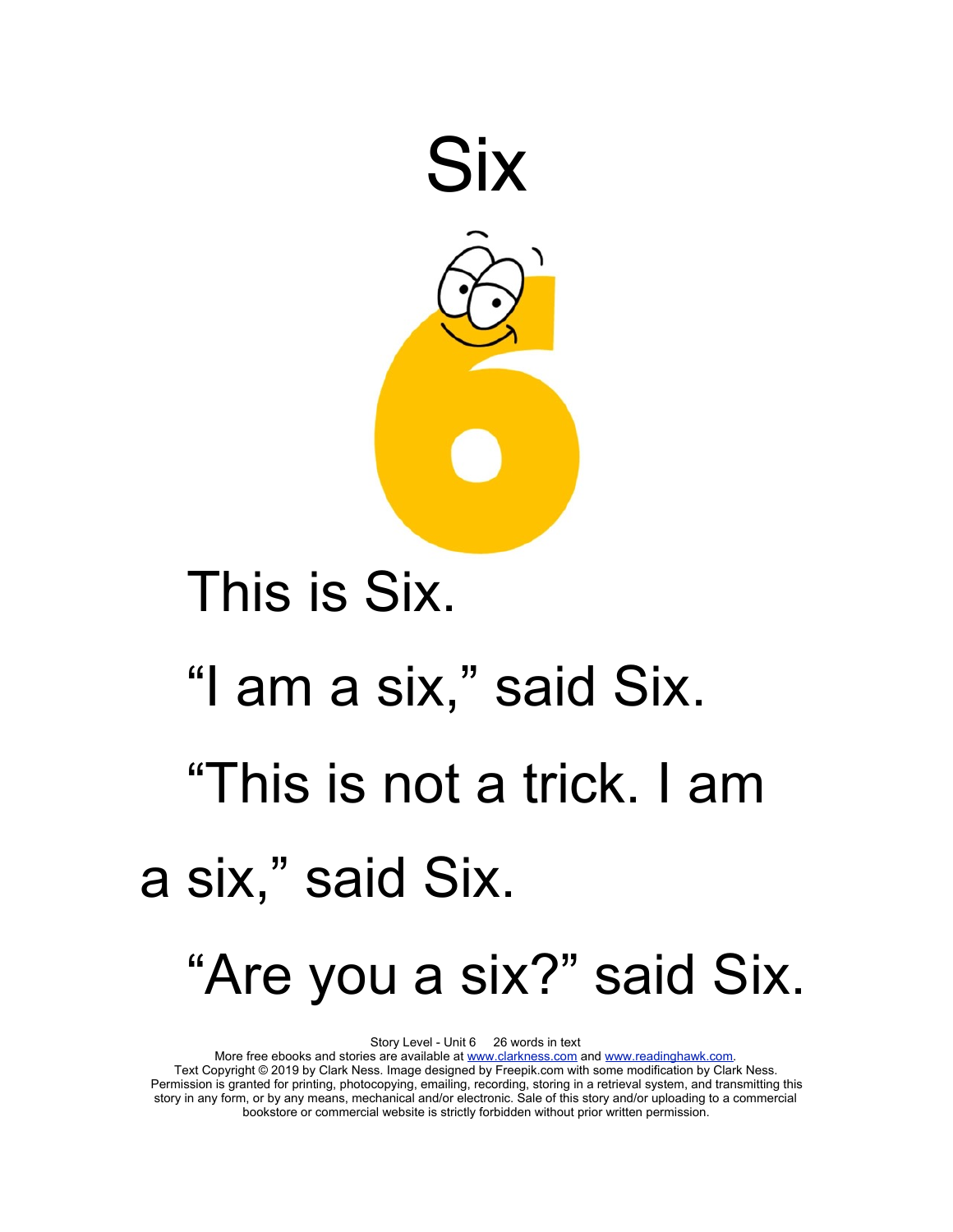# Six

This is Six.

"I am a six," said Six.

"This is not a trick. I am a six," said Six.

"Are you a six?" said Six.

Story Level - Unit 6     26 words in text
More free ebooks and stories are available at www.clarkness.com and www.readinghawk.com.
Text Copyright © 2019 by Clark Ness. Image designed by Freepik.com with some modification by Clark Ness.
Permission is granted for printing, photocopying, emailing, recording, storing in a retrieval system, and transmitting this story in any form, or by any means, mechanical and/or electronic. Sale of this story and/or uploading to a commercial bookstore or commercial website is strictly forbidden without prior written permission.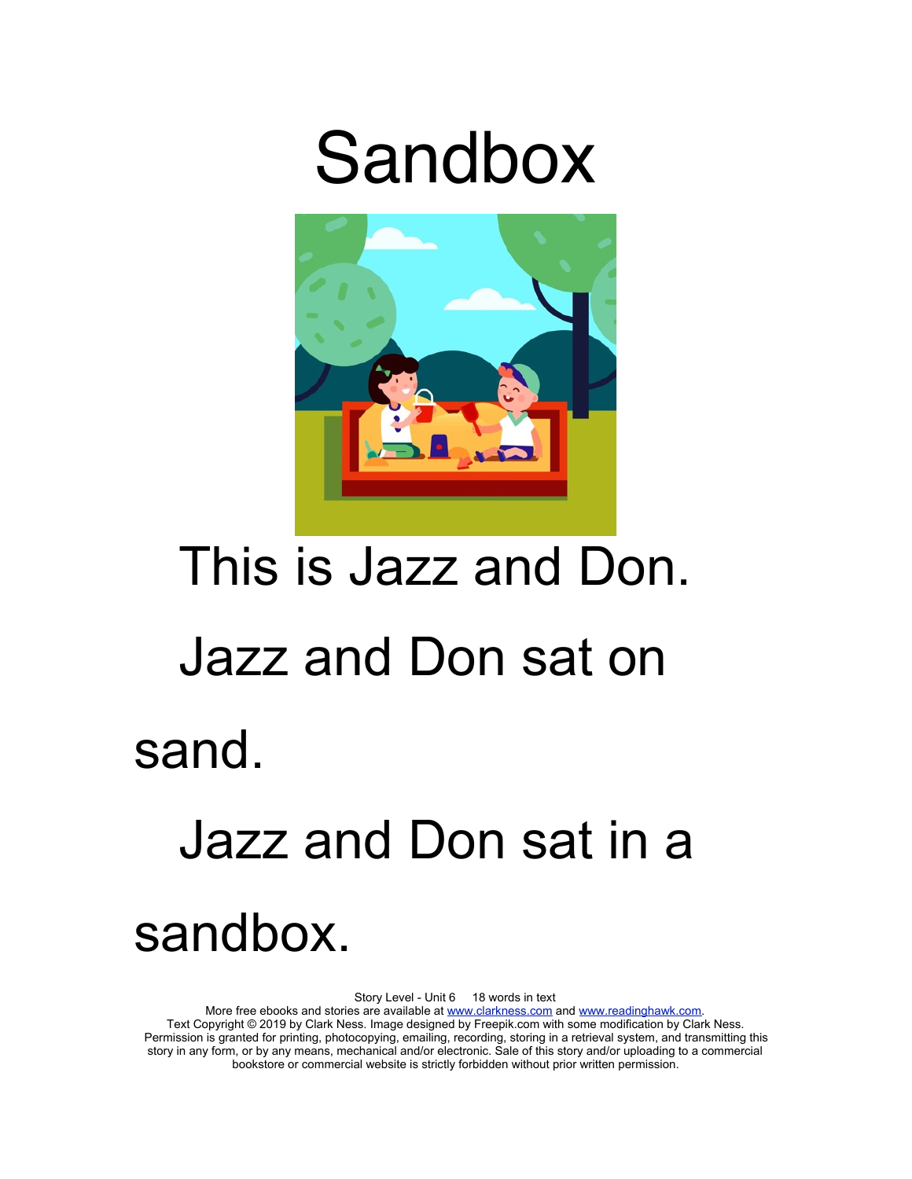# Sandbox

This is Jazz and Don.

Jazz and Don sat on sand.

Jazz and Don sat in a sandbox.

Story Level - Unit 6     18 words in text

More free ebooks and stories are available at www.clarkness.com and www.readinghawk.com.

Text Copyright © 2019 by Clark Ness. Image designed by Freepik.com with some modification by Clark Ness. Permission is granted for printing, photocopying, emailing, recording, storing in a retrieval system, and transmitting this story in any form, or by any means, mechanical and/or electronic. Sale of this story and/or uploading to a commercial bookstore or commercial website is strictly forbidden without prior written permission.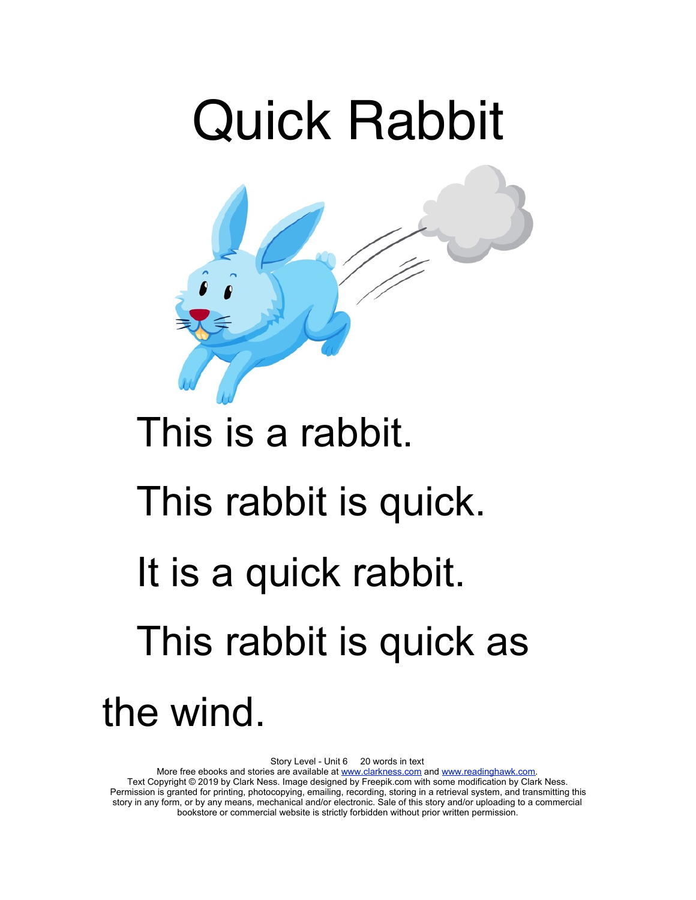# Quick Rabbit

This is a rabbit.

This rabbit is quick.

It is a quick rabbit.

This rabbit is quick as the wind.

Story Level - Unit 6     20 words in text

More free ebooks and stories are available at www.clarkness.com and www.readinghawk.com.

Text Copyright © 2019 by Clark Ness. Image designed by Freepik.com with some modification by Clark Ness. Permission is granted for printing, photocopying, emailing, recording, storing in a retrieval system, and transmitting this story in any form, or by any means, mechanical and/or electronic. Sale of this story and/or uploading to a commercial bookstore or commercial website is strictly forbidden without prior written permission.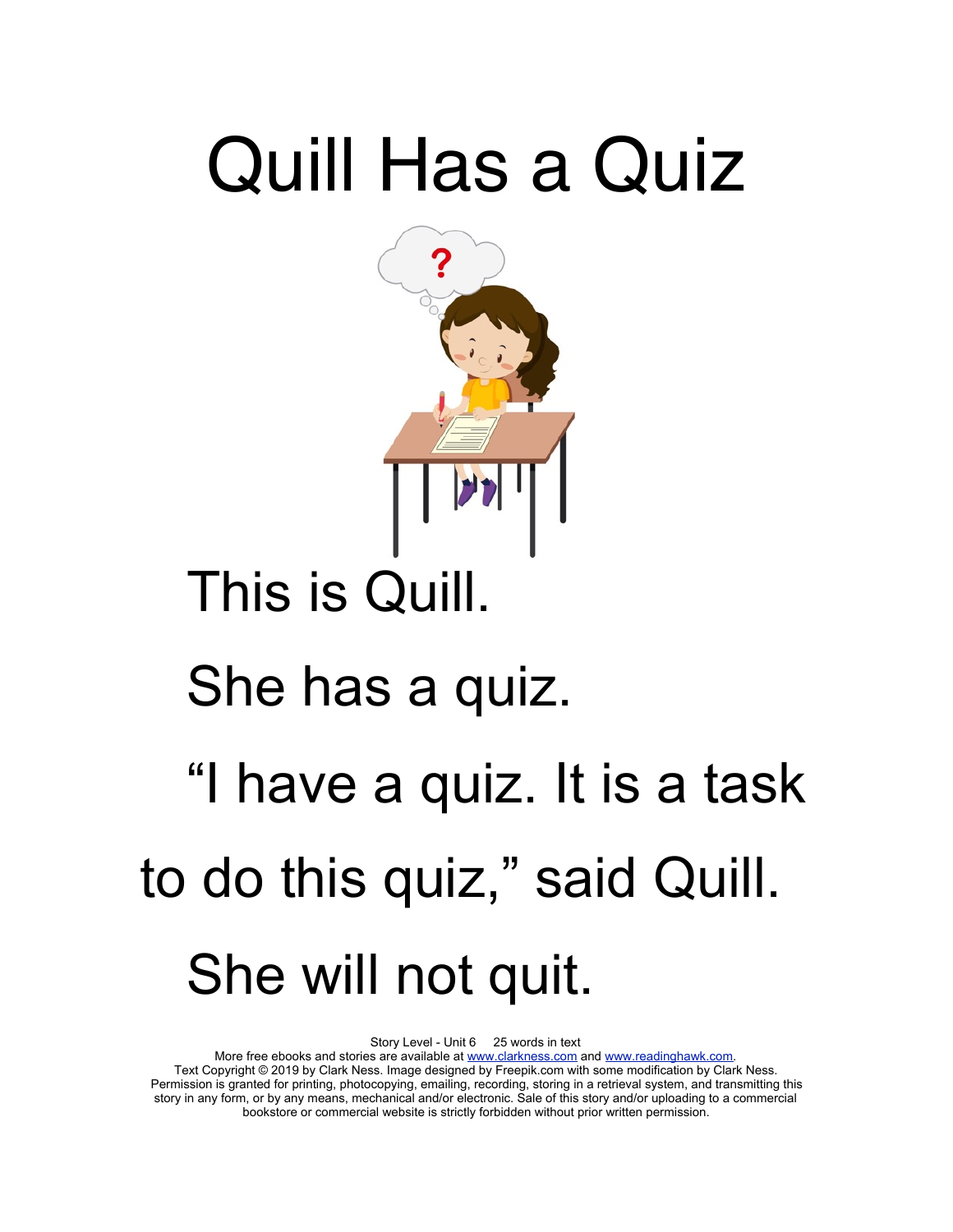# Quill Has a Quiz

This is Quill.

She has a quiz.

"I have a quiz. It is a task to do this quiz," said Quill.

She will not quit.

Story Level - Unit 6 25 words in text
More free ebooks and stories are available at www.clarkness.com and www.readinghawk.com.
Text Copyright © 2019 by Clark Ness. Image designed by Freepik.com with some modification by Clark Ness.
Permission is granted for printing, photocopying, emailing, recording, storing in a retrieval system, and transmitting this story in any form, or by any means, mechanical and/or electronic. Sale of this story and/or uploading to a commercial bookstore or commercial website is strictly forbidden without prior written permission.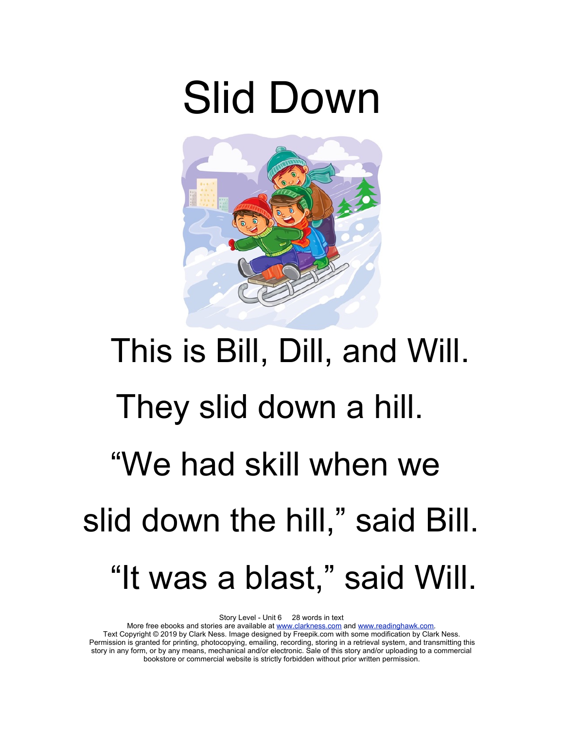# Slid Down

This is Bill, Dill, and Will.

They slid down a hill.

“We had skill when we slid down the hill,” said Bill.

“It was a blast,” said Will.

Story Level - Unit 6 28 words in text
More free ebooks and stories are available at www.clarkness.com and www.readinghawk.com.
Text Copyright © 2019 by Clark Ness. Image designed by Freepik.com with some modification by Clark Ness.
Permission is granted for printing, photocopying, emailing, recording, storing in a retrieval system, and transmitting this story in any form, or by any means, mechanical and/or electronic. Sale of this story and/or uploading to a commercial bookstore or commercial website is strictly forbidden without prior written permission.